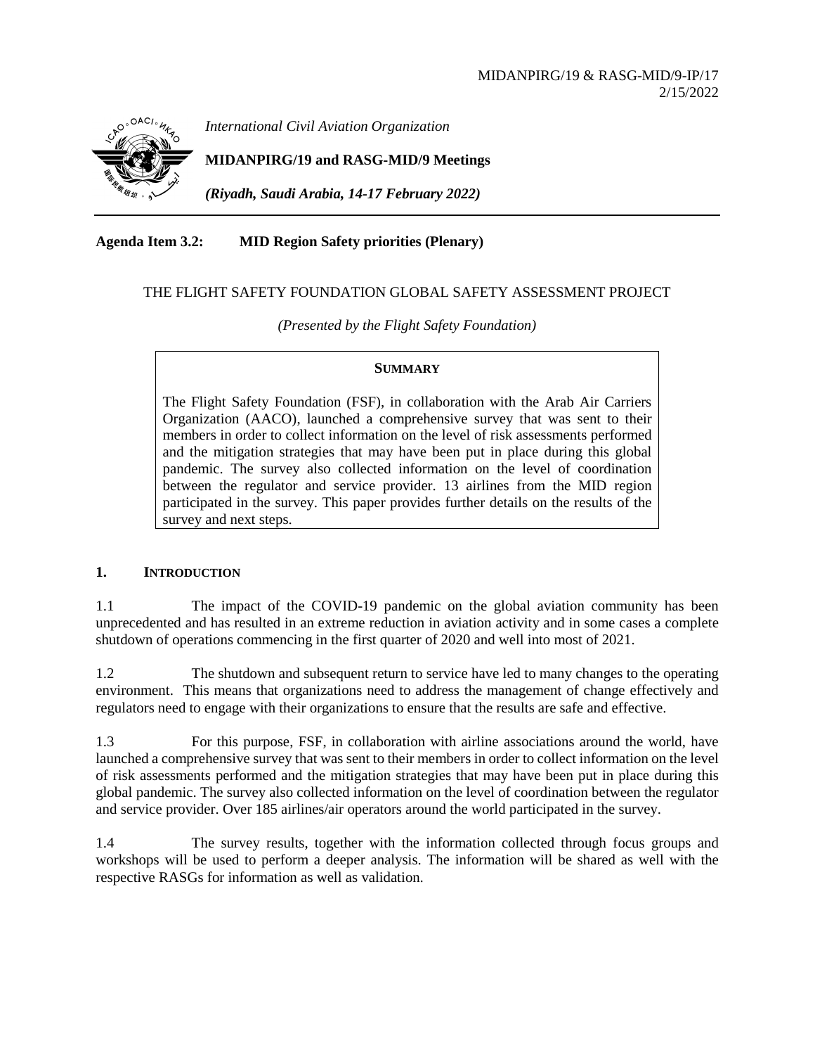MIDANPIRG/19 & RASG-MID/9-IP/17
2/15/2022

*International Civil Aviation Organization*

**MIDANPIRG/19 and RASG-MID/9 Meetings**

***(Riyadh, Saudi Arabia, 14-17 February 2022)***

**Agenda Item 3.2: MID Region Safety priorities (Plenary)**

THE FLIGHT SAFETY FOUNDATION GLOBAL SAFETY ASSESSMENT PROJECT

*(Presented by the Flight Safety Foundation)*

**SUMMARY**

The Flight Safety Foundation (FSF), in collaboration with the Arab Air Carriers Organization (AACO), launched a comprehensive survey that was sent to their members in order to collect information on the level of risk assessments performed and the mitigation strategies that may have been put in place during this global pandemic. The survey also collected information on the level of coordination between the regulator and service provider. 13 airlines from the MID region participated in the survey. This paper provides further details on the results of the survey and next steps.

## 1. INTRODUCTION

1.1 The impact of the COVID-19 pandemic on the global aviation community has been unprecedented and has resulted in an extreme reduction in aviation activity and in some cases a complete shutdown of operations commencing in the first quarter of 2020 and well into most of 2021.

1.2 The shutdown and subsequent return to service have led to many changes to the operating environment. This means that organizations need to address the management of change effectively and regulators need to engage with their organizations to ensure that the results are safe and effective.

1.3 For this purpose, FSF, in collaboration with airline associations around the world, have launched a comprehensive survey that was sent to their members in order to collect information on the level of risk assessments performed and the mitigation strategies that may have been put in place during this global pandemic. The survey also collected information on the level of coordination between the regulator and service provider. Over 185 airlines/air operators around the world participated in the survey.

1.4 The survey results, together with the information collected through focus groups and workshops will be used to perform a deeper analysis. The information will be shared as well with the respective RASGs for information as well as validation.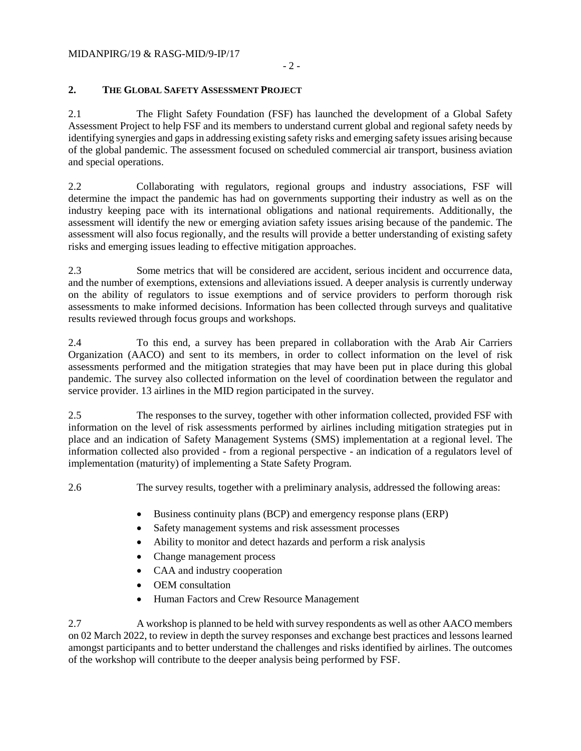## 2. THE GLOBAL SAFETY ASSESSMENT PROJECT

2.1 The Flight Safety Foundation (FSF) has launched the development of a Global Safety Assessment Project to help FSF and its members to understand current global and regional safety needs by identifying synergies and gaps in addressing existing safety risks and emerging safety issues arising because of the global pandemic. The assessment focused on scheduled commercial air transport, business aviation and special operations.

2.2 Collaborating with regulators, regional groups and industry associations, FSF will determine the impact the pandemic has had on governments supporting their industry as well as on the industry keeping pace with its international obligations and national requirements. Additionally, the assessment will identify the new or emerging aviation safety issues arising because of the pandemic. The assessment will also focus regionally, and the results will provide a better understanding of existing safety risks and emerging issues leading to effective mitigation approaches.

2.3 Some metrics that will be considered are accident, serious incident and occurrence data, and the number of exemptions, extensions and alleviations issued. A deeper analysis is currently underway on the ability of regulators to issue exemptions and of service providers to perform thorough risk assessments to make informed decisions. Information has been collected through surveys and qualitative results reviewed through focus groups and workshops.

2.4 To this end, a survey has been prepared in collaboration with the Arab Air Carriers Organization (AACO) and sent to its members, in order to collect information on the level of risk assessments performed and the mitigation strategies that may have been put in place during this global pandemic. The survey also collected information on the level of coordination between the regulator and service provider. 13 airlines in the MID region participated in the survey.

2.5 The responses to the survey, together with other information collected, provided FSF with information on the level of risk assessments performed by airlines including mitigation strategies put in place and an indication of Safety Management Systems (SMS) implementation at a regional level. The information collected also provided - from a regional perspective - an indication of a regulators level of implementation (maturity) of implementing a State Safety Program.

2.6 The survey results, together with a preliminary analysis, addressed the following areas:

- Business continuity plans (BCP) and emergency response plans (ERP)
- Safety management systems and risk assessment processes
- Ability to monitor and detect hazards and perform a risk analysis
- Change management process
- CAA and industry cooperation
- OEM consultation
- Human Factors and Crew Resource Management

2.7 A workshop is planned to be held with survey respondents as well as other AACO members on 02 March 2022, to review in depth the survey responses and exchange best practices and lessons learned amongst participants and to better understand the challenges and risks identified by airlines. The outcomes of the workshop will contribute to the deeper analysis being performed by FSF.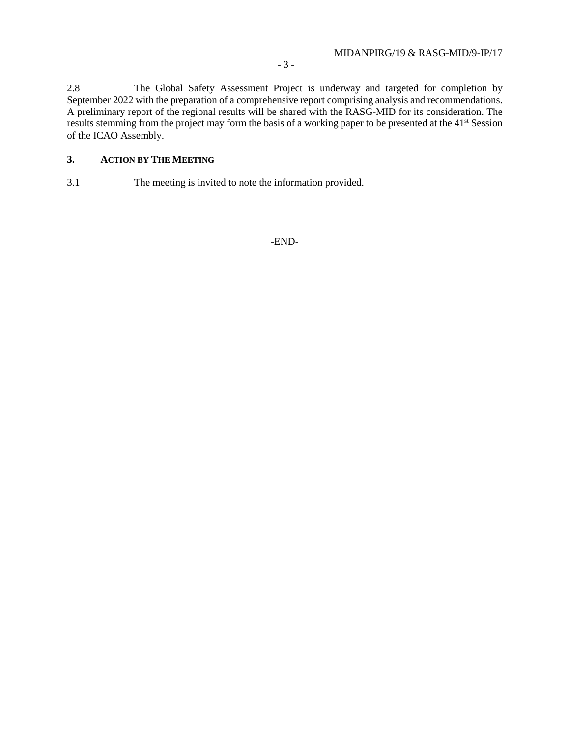2.8 The Global Safety Assessment Project is underway and targeted for completion by September 2022 with the preparation of a comprehensive report comprising analysis and recommendations. A preliminary report of the regional results will be shared with the RASG-MID for its consideration. The results stemming from the project may form the basis of a working paper to be presented at the 41st Session of the ICAO Assembly.

## 3. ACTION BY THE MEETING

3.1 The meeting is invited to note the information provided.

-END-